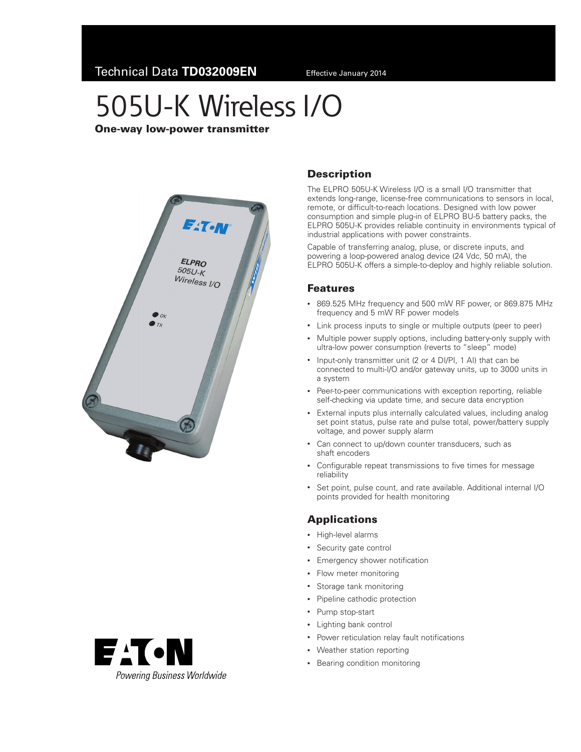Technical Data **TD032009EN** Effective January 2014

# 505U-K Wireless I/O

**One-way low-power transmitter**

## Description

The ELPRO 505U-K Wireless I/O is a small I/O transmitter that extends long-range, license-free communications to sensors in local, remote, or difficult-to-reach locations. Designed with low power consumption and simple plug-in of ELPRO BU-5 battery packs, the ELPRO 505U-K provides reliable continuity in environments typical of industrial applications with power constraints.

Capable of transferring analog, pluse, or discrete inputs, and powering a loop-powered analog device (24 Vdc, 50 mA), the ELPRO 505U-K offers a simple-to-deploy and highly reliable solution.

## Features

- 869.525 MHz frequency and 500 mW RF power, or 869.875 MHz frequency and 5 mW RF power models
- Link process inputs to single or multiple outputs (peer to peer)
- Multiple power supply options, including battery-only supply with ultra-low power consumption (reverts to “sleep” mode)
- Input-only transmitter unit (2 or 4 DI/PI, 1 AI) that can be connected to multi-I/O and/or gateway units, up to 3000 units in a system
- Peer-to-peer communications with exception reporting, reliable self-checking via update time, and secure data encryption
- External inputs plus internally calculated values, including analog set point status, pulse rate and pulse total, power/battery supply voltage, and power supply alarm
- Can connect to up/down counter transducers, such as shaft encoders
- Configurable repeat transmissions to five times for message reliability
- Set point, pulse count, and rate available. Additional internal I/O points provided for health monitoring

## Applications

- High-level alarms
- Security gate control
- Emergency shower notification
- Flow meter monitoring
- Storage tank monitoring
- Pipeline cathodic protection
- Pump stop-start
- Lighting bank control
- Power reticulation relay fault notifications
- Weather station reporting
- Bearing condition monitoring

EATON
*Powering Business Worldwide*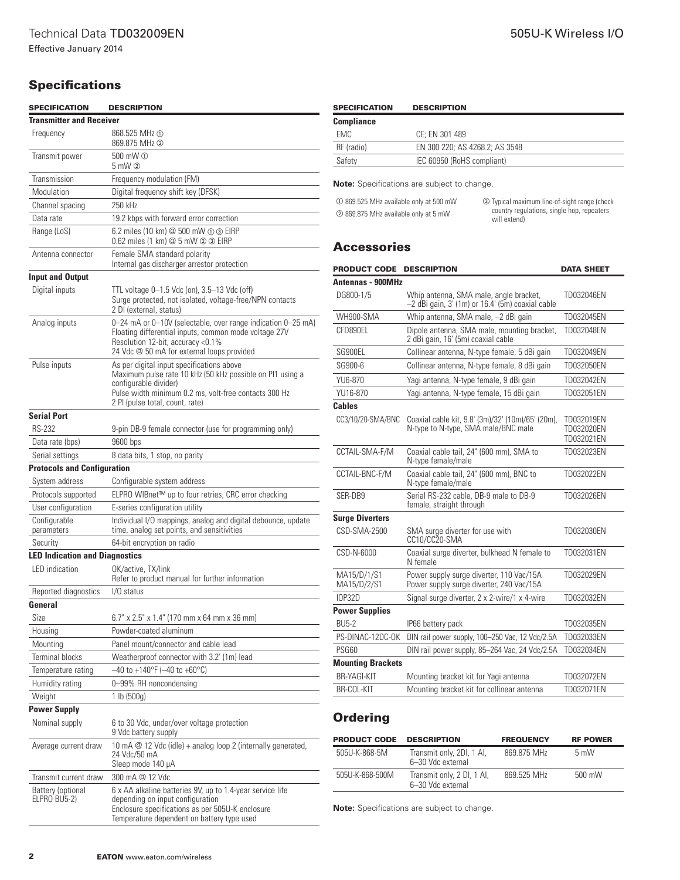## Specifications

| SPECIFICATION | DESCRIPTION |
|---|---|
| **Transmitter and Receiver** | |
| Frequency | 868.525 MHz ① <br> 869.875 MHz ② |
| Transmit power | 500 mW ① <br> 5 mW ② |
| Transmission | Frequency modulation (FM) |
| Modulation | Digital frequency shift key (DFSK) |
| Channel spacing | 250 kHz |
| Data rate | 19.2 kbps with forward error correction |
| Range (LoS) | 6.2 miles (10 km) @ 500 mW ① ③ EIRP <br> 0.62 miles (1 km) @ 5 mW ② ③ EIRP |
| Antenna connector | Female SMA standard polarity <br> Internal gas discharger arrestor protection |
| **Input and Output** | |
| Digital inputs | TTL voltage 0–1.5 Vdc (on), 3.5–13 Vdc (off) <br> Surge protected, not isolated, voltage-free/NPN contacts <br> 2 DI (external, status) |
| Analog inputs | 0–24 mA or 0–10V (selectable, over range indication 0–25 mA) <br> Floating differential inputs, common mode voltage 27V <br> Resolution 12-bit, accuracy <0.1% <br> 24 Vdc @ 50 mA for external loops provided |
| Pulse inputs | As per digital input specifications above <br> Maximum pulse rate 10 kHz (50 kHz possible on PI1 using a configurable divider) <br> Pulse width minimum 0.2 ms, volt-free contacts 300 Hz <br> 2 PI (pulse total, count, rate) |
| **Serial Port** | |
| RS-232 | 9-pin DB-9 female connector (use for programming only) |
| Data rate (bps) | 9600 bps |
| Serial settings | 8 data bits, 1 stop, no parity |
| **Protocols and Configuration** | |
| System address | Configurable system address |
| Protocols supported | ELPRO WIBnet™ up to four retries, CRC error checking |
| User configuration | E-series configuration utility |
| Configurable parameters | Individual I/O mappings, analog and digital debounce, update time, analog set points, and sensitivities |
| Security | 64-bit encryption on radio |
| **LED Indication and Diagnostics** | |
| LED indication | OK/active, TX/link <br> Refer to product manual for further information |
| Reported diagnostics | I/O status |
| **General** | |
| Size | 6.7" x 2.5" x 1.4" (170 mm x 64 mm x 36 mm) |
| Housing | Powder-coated aluminum |
| Mounting | Panel mount/connector and cable lead |
| Terminal blocks | Weatherproof connector with 3.2' (1m) lead |
| Temperature rating | –40 to +140°F (–40 to +60°C) |
| Humidity rating | 0–99% RH noncondensing |
| Weight | 1 lb (500g) |
| **Power Supply** | |
| Nominal supply | 6 to 30 Vdc, under/over voltage protection <br> 9 Vdc battery supply |
| Average current draw | 10 mA @ 12 Vdc (idle) + analog loop 2 (internally generated, 24 Vdc/50 mA <br> Sleep mode 140 µA |
| Transmit current draw | 300 mA @ 12 Vdc |
| Battery (optional ELPRO BU5-2) | 6 x AA alkaline batteries 9V, up to 1.4-year service life depending on input configuration <br> Enclosure specifications as per 505U-K enclosure <br> Temperature dependent on battery type used |

| SPECIFICATION | DESCRIPTION |
|---|---|
| **Compliance** | |
| EMC | CE; EN 301 489 |
| RF (radio) | EN 300 220; AS 4268.2; AS 3548 |
| Safety | IEC 60950 (RoHS compliant) |

**Note:** Specifications are subject to change.

① 869.525 MHz available only at 500 mW

② 869.875 MHz available only at 5 mW

③ Typical maximum line-of-sight range (check country regulations, single hop, repeaters will extend)

## Accessories

| PRODUCT CODE | DESCRIPTION | DATA SHEET |
|---|---|---|
| **Antennas - 900MHz** | | |
| DG800-1/5 | Whip antenna, SMA male, angle bracket, –2 dBi gain, 3' (1m) or 16.4' (5m) coaxial cable | TD032046EN |
| WH900-SMA | Whip antenna, SMA male, –2 dBi gain | TD032045EN |
| CFD890EL | Dipole antenna, SMA male, mounting bracket, 2 dBi gain, 16' (5m) coaxial cable | TD032048EN |
| SG900EL | Collinear antenna, N-type female, 5 dBi gain | TD032049EN |
| SG900-6 | Collinear antenna, N-type female, 8 dBi gain | TD032050EN |
| YU6-870 | Yagi antenna, N-type female, 9 dBi gain | TD032042EN |
| YU16-870 | Yagi antenna, N-type female, 15 dBi gain | TD032051EN |
| **Cables** | | |
| CC3/10/20-SMA/BNC | Coaxial cable kit, 9.8' (3m)/32' (10m)/65' (20m), N-type to N-type, SMA male/BNC male | TD032019EN <br> TD032020EN <br> TD032021EN |
| CCTAIL-SMA-F/M | Coaxial cable tail, 24" (600 mm), SMA to N-type female/male | TD032023EN |
| CCTAIL-BNC-F/M | Coaxial cable tail, 24" (600 mm), BNC to N-type female/male | TD032022EN |
| SER-DB9 | Serial RS-232 cable, DB-9 male to DB-9 female, straight through | TD032026EN |
| **Surge Diverters** | | |
| CSD-SMA-2500 | SMA surge diverter for use with CC10/CC20-SMA | TD032030EN |
| CSD-N-6000 | Coaxial surge diverter, bulkhead N female to N female | TD032031EN |
| MA15/D/1/S1 <br> MA15/D/2/S1 | Power supply surge diverter, 110 Vac/15A <br> Power supply surge diverter, 240 Vac/15A | TD032029EN |
| IOP32D | Signal surge diverter, 2 x 2-wire/1 x 4-wire | TD032032EN |
| **Power Supplies** | | |
| BU5-2 | IP66 battery pack | TD032035EN |
| PS-DINAC-12DC-OK | DIN rail power supply, 100–250 Vac, 12 Vdc/2.5A | TD032033EN |
| PSG60 | DIN rail power supply, 85–264 Vac, 24 Vdc/2.5A | TD032034EN |
| **Mounting Brackets** | | |
| BR-YAGI-KIT | Mounting bracket kit for Yagi antenna | TD032072EN |
| BR-COL-KIT | Mounting bracket kit for collinear antenna | TD032071EN |

## Ordering

| PRODUCT CODE | DESCRIPTION | FREQUENCY | RF POWER |
|---|---|---|---|
| 505U-K-868-5M | Transmit only, 2DI, 1 AI, 6–30 Vdc external | 869.875 MHz | 5 mW |
| 505U-K-868-500M | Transmit only, 2 DI, 1 AI, 6–30 Vdc external | 869.525 MHz | 500 mW |

**Note:** Specifications are subject to change.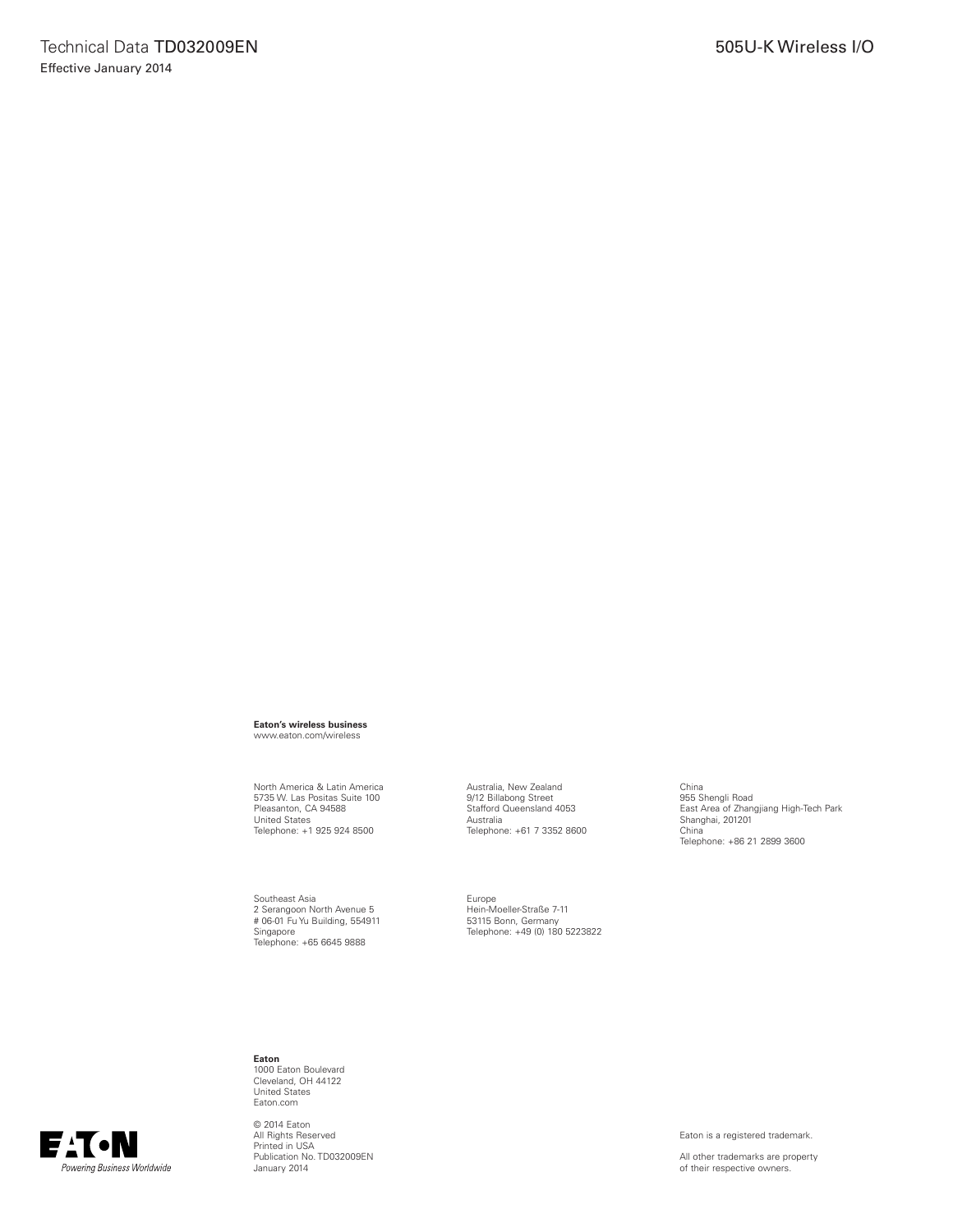**Eaton's wireless business**
www.eaton.com/wireless

North America & Latin America
5735 W. Las Positas Suite 100
Pleasanton, CA 94588
United States
Telephone: +1 925 924 8500

Australia, New Zealand
9/12 Billabong Street
Stafford Queensland 4053
Australia
Telephone: +61 7 3352 8600

China
955 Shengli Road
East Area of Zhangjiang High-Tech Park
Shanghai, 201201
China
Telephone: +86 21 2899 3600

Southeast Asia
2 Serangoon North Avenue 5
# 06-01 Fu Yu Building, 554911
Singapore
Telephone: +65 6645 9888

Europe
Hein-Moeller-Straße 7-11
53115 Bonn, Germany
Telephone: +49 (0) 180 5223822

**Eaton**
1000 Eaton Boulevard
Cleveland, OH 44122
United States
Eaton.com

© 2014 Eaton
All Rights Reserved
Printed in USA
Publication No. TD032009EN
January 2014

Eaton is a registered trademark.

All other trademarks are property of their respective owners.

EATON
*Powering Business Worldwide*